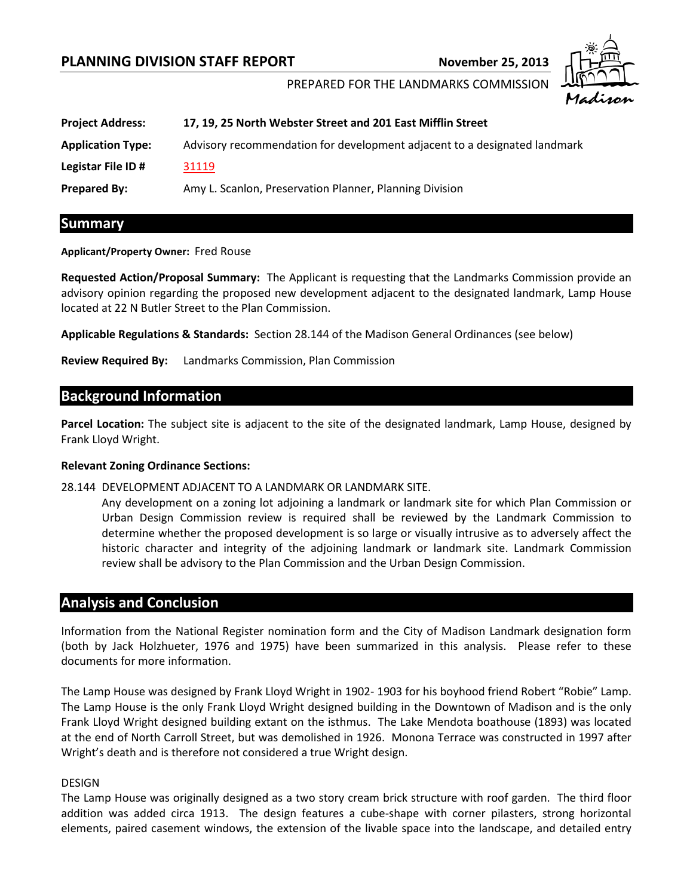# PLANNING DIVISION STAFF REPORT

**November 25, 2013**

PREPARED FOR THE LANDMARKS COMMISSION

| | |
|---|---|
| **Project Address:** | **17, 19, 25 North Webster Street and 201 East Mifflin Street** |
| **Application Type:** | Advisory recommendation for development adjacent to a designated landmark |
| **Legistar File ID #** | 31119 |
| **Prepared By:** | Amy L. Scanlon, Preservation Planner, Planning Division |

## Summary

**Applicant/Property Owner:** Fred Rouse

**Requested Action/Proposal Summary:** The Applicant is requesting that the Landmarks Commission provide an advisory opinion regarding the proposed new development adjacent to the designated landmark, Lamp House located at 22 N Butler Street to the Plan Commission.

**Applicable Regulations & Standards:** Section 28.144 of the Madison General Ordinances (see below)

**Review Required By:** Landmarks Commission, Plan Commission

## Background Information

**Parcel Location:** The subject site is adjacent to the site of the designated landmark, Lamp House, designed by Frank Lloyd Wright.

**Relevant Zoning Ordinance Sections:**

28.144 DEVELOPMENT ADJACENT TO A LANDMARK OR LANDMARK SITE.

Any development on a zoning lot adjoining a landmark or landmark site for which Plan Commission or Urban Design Commission review is required shall be reviewed by the Landmark Commission to determine whether the proposed development is so large or visually intrusive as to adversely affect the historic character and integrity of the adjoining landmark or landmark site. Landmark Commission review shall be advisory to the Plan Commission and the Urban Design Commission.

## Analysis and Conclusion

Information from the National Register nomination form and the City of Madison Landmark designation form (both by Jack Holzhueter, 1976 and 1975) have been summarized in this analysis. Please refer to these documents for more information.

The Lamp House was designed by Frank Lloyd Wright in 1902- 1903 for his boyhood friend Robert "Robie" Lamp. The Lamp House is the only Frank Lloyd Wright designed building in the Downtown of Madison and is the only Frank Lloyd Wright designed building extant on the isthmus. The Lake Mendota boathouse (1893) was located at the end of North Carroll Street, but was demolished in 1926. Monona Terrace was constructed in 1997 after Wright's death and is therefore not considered a true Wright design.

DESIGN

The Lamp House was originally designed as a two story cream brick structure with roof garden. The third floor addition was added circa 1913. The design features a cube-shape with corner pilasters, strong horizontal elements, paired casement windows, the extension of the livable space into the landscape, and detailed entry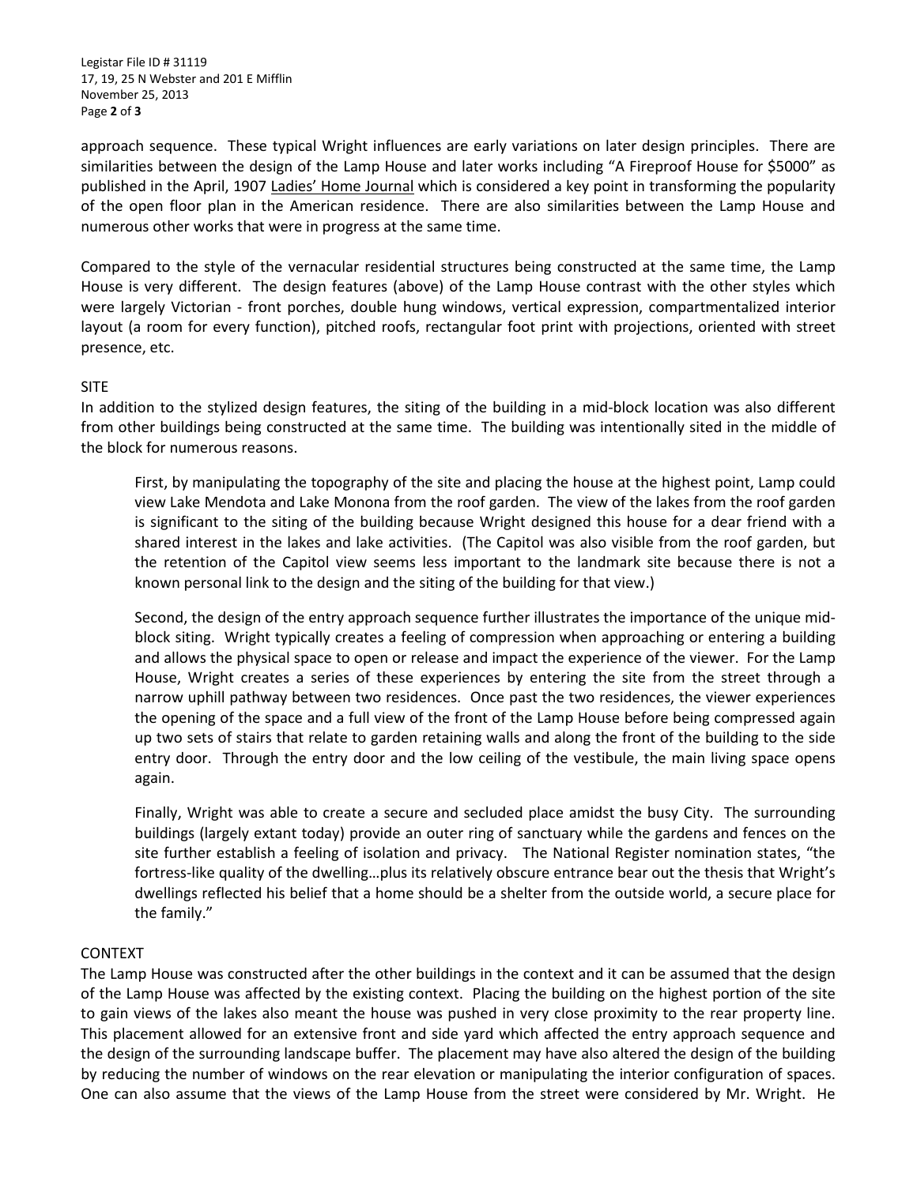approach sequence. These typical Wright influences are early variations on later design principles. There are similarities between the design of the Lamp House and later works including "A Fireproof House for $5000" as published in the April, 1907 Ladies' Home Journal which is considered a key point in transforming the popularity of the open floor plan in the American residence. There are also similarities between the Lamp House and numerous other works that were in progress at the same time.

Compared to the style of the vernacular residential structures being constructed at the same time, the Lamp House is very different. The design features (above) of the Lamp House contrast with the other styles which were largely Victorian - front porches, double hung windows, vertical expression, compartmentalized interior layout (a room for every function), pitched roofs, rectangular foot print with projections, oriented with street presence, etc.

## SITE

In addition to the stylized design features, the siting of the building in a mid-block location was also different from other buildings being constructed at the same time. The building was intentionally sited in the middle of the block for numerous reasons.

First, by manipulating the topography of the site and placing the house at the highest point, Lamp could view Lake Mendota and Lake Monona from the roof garden. The view of the lakes from the roof garden is significant to the siting of the building because Wright designed this house for a dear friend with a shared interest in the lakes and lake activities. (The Capitol was also visible from the roof garden, but the retention of the Capitol view seems less important to the landmark site because there is not a known personal link to the design and the siting of the building for that view.)

Second, the design of the entry approach sequence further illustrates the importance of the unique mid-block siting. Wright typically creates a feeling of compression when approaching or entering a building and allows the physical space to open or release and impact the experience of the viewer. For the Lamp House, Wright creates a series of these experiences by entering the site from the street through a narrow uphill pathway between two residences. Once past the two residences, the viewer experiences the opening of the space and a full view of the front of the Lamp House before being compressed again up two sets of stairs that relate to garden retaining walls and along the front of the building to the side entry door. Through the entry door and the low ceiling of the vestibule, the main living space opens again.

Finally, Wright was able to create a secure and secluded place amidst the busy City. The surrounding buildings (largely extant today) provide an outer ring of sanctuary while the gardens and fences on the site further establish a feeling of isolation and privacy. The National Register nomination states, "the fortress-like quality of the dwelling…plus its relatively obscure entrance bear out the thesis that Wright's dwellings reflected his belief that a home should be a shelter from the outside world, a secure place for the family."

## CONTEXT

The Lamp House was constructed after the other buildings in the context and it can be assumed that the design of the Lamp House was affected by the existing context. Placing the building on the highest portion of the site to gain views of the lakes also meant the house was pushed in very close proximity to the rear property line. This placement allowed for an extensive front and side yard which affected the entry approach sequence and the design of the surrounding landscape buffer. The placement may have also altered the design of the building by reducing the number of windows on the rear elevation or manipulating the interior configuration of spaces. One can also assume that the views of the Lamp House from the street were considered by Mr. Wright. He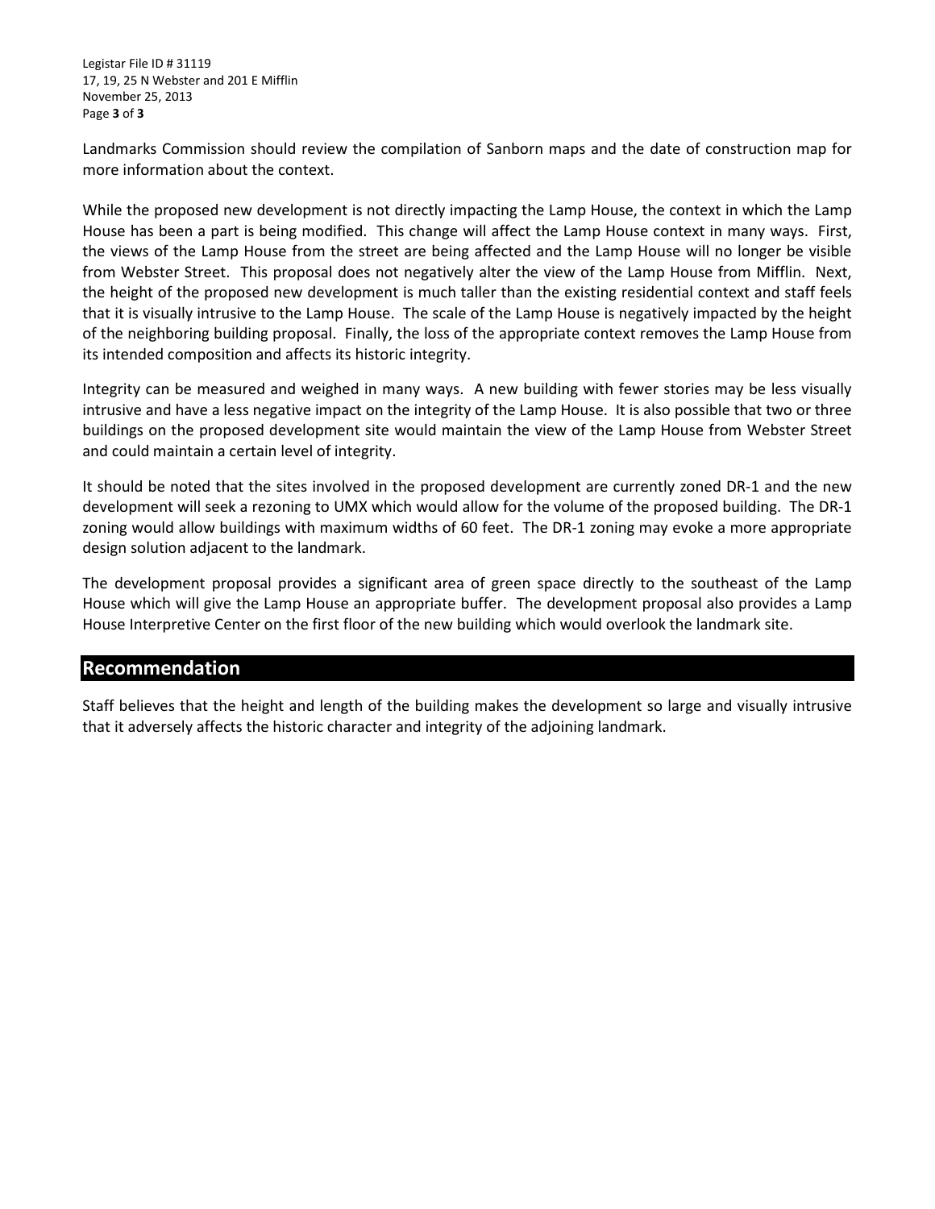Landmarks Commission should review the compilation of Sanborn maps and the date of construction map for more information about the context.

While the proposed new development is not directly impacting the Lamp House, the context in which the Lamp House has been a part is being modified. This change will affect the Lamp House context in many ways. First, the views of the Lamp House from the street are being affected and the Lamp House will no longer be visible from Webster Street. This proposal does not negatively alter the view of the Lamp House from Mifflin. Next, the height of the proposed new development is much taller than the existing residential context and staff feels that it is visually intrusive to the Lamp House. The scale of the Lamp House is negatively impacted by the height of the neighboring building proposal. Finally, the loss of the appropriate context removes the Lamp House from its intended composition and affects its historic integrity.

Integrity can be measured and weighed in many ways. A new building with fewer stories may be less visually intrusive and have a less negative impact on the integrity of the Lamp House. It is also possible that two or three buildings on the proposed development site would maintain the view of the Lamp House from Webster Street and could maintain a certain level of integrity.

It should be noted that the sites involved in the proposed development are currently zoned DR-1 and the new development will seek a rezoning to UMX which would allow for the volume of the proposed building. The DR-1 zoning would allow buildings with maximum widths of 60 feet. The DR-1 zoning may evoke a more appropriate design solution adjacent to the landmark.

The development proposal provides a significant area of green space directly to the southeast of the Lamp House which will give the Lamp House an appropriate buffer. The development proposal also provides a Lamp House Interpretive Center on the first floor of the new building which would overlook the landmark site.

## Recommendation

Staff believes that the height and length of the building makes the development so large and visually intrusive that it adversely affects the historic character and integrity of the adjoining landmark.